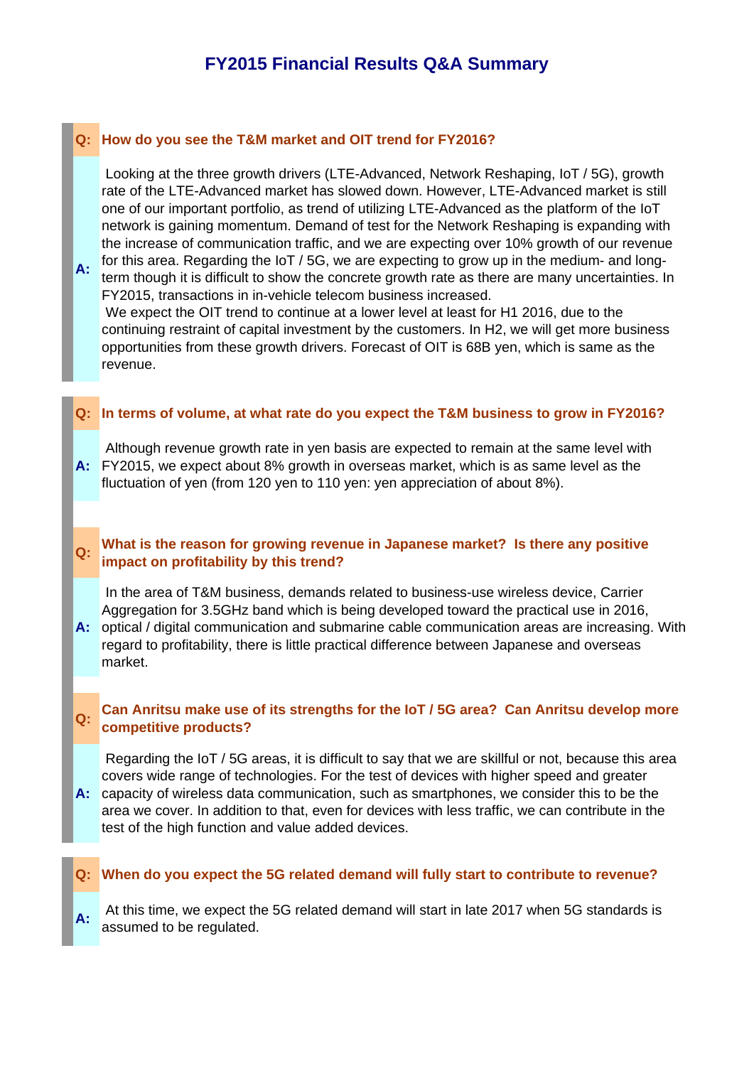# FY2015 Financial Results Q&A Summary

**Q: How do you see the T&M market and OIT trend for FY2016?**

**A:** Looking at the three growth drivers (LTE-Advanced, Network Reshaping, IoT / 5G), growth rate of the LTE-Advanced market has slowed down. However, LTE-Advanced market is still one of our important portfolio, as trend of utilizing LTE-Advanced as the platform of the IoT network is gaining momentum. Demand of test for the Network Reshaping is expanding with the increase of communication traffic, and we are expecting over 10% growth of our revenue for this area. Regarding the IoT / 5G, we are expecting to grow up in the medium- and long-term though it is difficult to show the concrete growth rate as there are many uncertainties. In FY2015, transactions in in-vehicle telecom business increased.

We expect the OIT trend to continue at a lower level at least for H1 2016, due to the continuing restraint of capital investment by the customers. In H2, we will get more business opportunities from these growth drivers. Forecast of OIT is 68B yen, which is same as the revenue.

**Q: In terms of volume, at what rate do you expect the T&M business to grow in FY2016?**

**A:** Although revenue growth rate in yen basis are expected to remain at the same level with FY2015, we expect about 8% growth in overseas market, which is as same level as the fluctuation of yen (from 120 yen to 110 yen: yen appreciation of about 8%).

**Q: What is the reason for growing revenue in Japanese market? Is there any positive impact on profitability by this trend?**

**A:** In the area of T&M business, demands related to business-use wireless device, Carrier Aggregation for 3.5GHz band which is being developed toward the practical use in 2016, optical / digital communication and submarine cable communication areas are increasing. With regard to profitability, there is little practical difference between Japanese and overseas market.

**Q: Can Anritsu make use of its strengths for the IoT / 5G area? Can Anritsu develop more competitive products?**

**A:** Regarding the IoT / 5G areas, it is difficult to say that we are skillful or not, because this area covers wide range of technologies. For the test of devices with higher speed and greater capacity of wireless data communication, such as smartphones, we consider this to be the area we cover. In addition to that, even for devices with less traffic, we can contribute in the test of the high function and value added devices.

**Q: When do you expect the 5G related demand will fully start to contribute to revenue?**

**A:** At this time, we expect the 5G related demand will start in late 2017 when 5G standards is assumed to be regulated.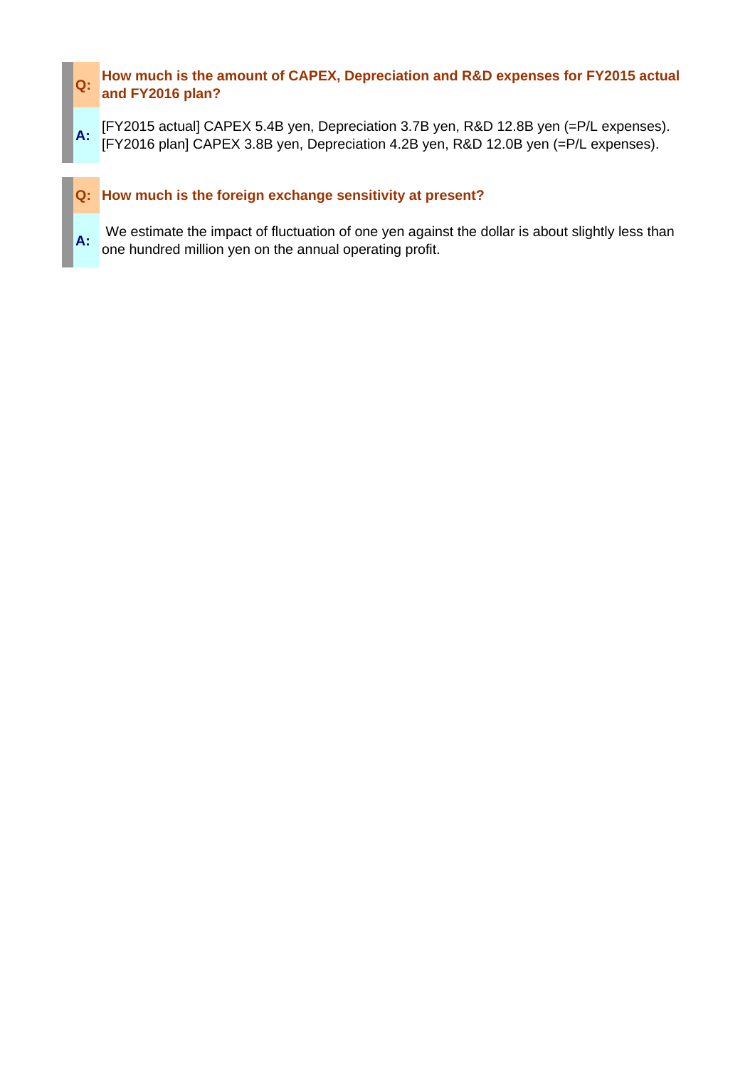**Q:** **How much is the amount of CAPEX, Depreciation and R&D expenses for FY2015 actual and FY2016 plan?**

**A:** [FY2015 actual] CAPEX 5.4B yen, Depreciation 3.7B yen, R&D 12.8B yen (=P/L expenses).
[FY2016 plan] CAPEX 3.8B yen, Depreciation 4.2B yen, R&D 12.0B yen (=P/L expenses).

**Q:** **How much is the foreign exchange sensitivity at present?**

**A:** We estimate the impact of fluctuation of one yen against the dollar is about slightly less than one hundred million yen on the annual operating profit.